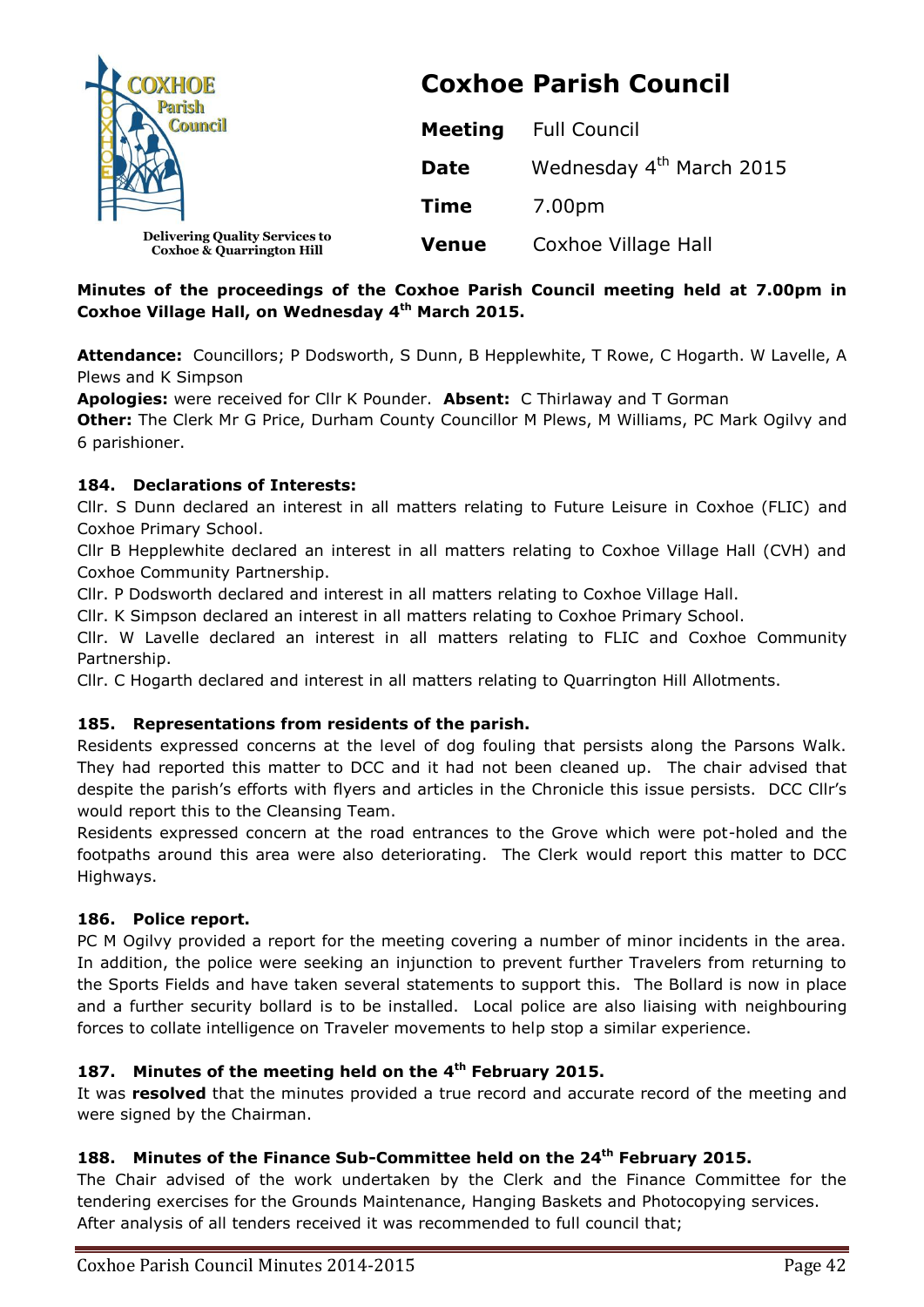# Coxhoe Parish Council

Delivering Quality Services to Coxhoe & Quarrington Hill

| | |
|---|---|
| **Meeting** | Full Council |
| **Date** | Wednesday 4th March 2015 |
| **Time** | 7.00pm |
| **Venue** | Coxhoe Village Hall |

**Minutes of the proceedings of the Coxhoe Parish Council meeting held at 7.00pm in Coxhoe Village Hall, on Wednesday 4th March 2015.**

**Attendance:** Councillors; P Dodsworth, S Dunn, B Hepplewhite, T Rowe, C Hogarth. W Lavelle, A Plews and K Simpson

**Apologies:** were received for Cllr K Pounder. **Absent:** C Thirlaway and T Gorman

**Other:** The Clerk Mr G Price, Durham County Councillor M Plews, M Williams, PC Mark Ogilvy and 6 parishioner.

### 184. Declarations of Interests:

Cllr. S Dunn declared an interest in all matters relating to Future Leisure in Coxhoe (FLIC) and Coxhoe Primary School.

Cllr B Hepplewhite declared an interest in all matters relating to Coxhoe Village Hall (CVH) and Coxhoe Community Partnership.

Cllr. P Dodsworth declared and interest in all matters relating to Coxhoe Village Hall.

Cllr. K Simpson declared an interest in all matters relating to Coxhoe Primary School.

Cllr. W Lavelle declared an interest in all matters relating to FLIC and Coxhoe Community Partnership.

Cllr. C Hogarth declared and interest in all matters relating to Quarrington Hill Allotments.

### 185. Representations from residents of the parish.

Residents expressed concerns at the level of dog fouling that persists along the Parsons Walk. They had reported this matter to DCC and it had not been cleaned up. The chair advised that despite the parish's efforts with flyers and articles in the Chronicle this issue persists. DCC Cllr's would report this to the Cleansing Team.

Residents expressed concern at the road entrances to the Grove which were pot-holed and the footpaths around this area were also deteriorating. The Clerk would report this matter to DCC Highways.

### 186. Police report.

PC M Ogilvy provided a report for the meeting covering a number of minor incidents in the area. In addition, the police were seeking an injunction to prevent further Travelers from returning to the Sports Fields and have taken several statements to support this. The Bollard is now in place and a further security bollard is to be installed. Local police are also liaising with neighbouring forces to collate intelligence on Traveler movements to help stop a similar experience.

### 187. Minutes of the meeting held on the 4th February 2015.

It was **resolved** that the minutes provided a true record and accurate record of the meeting and were signed by the Chairman.

### 188. Minutes of the Finance Sub-Committee held on the 24th February 2015.

The Chair advised of the work undertaken by the Clerk and the Finance Committee for the tendering exercises for the Grounds Maintenance, Hanging Baskets and Photocopying services. After analysis of all tenders received it was recommended to full council that;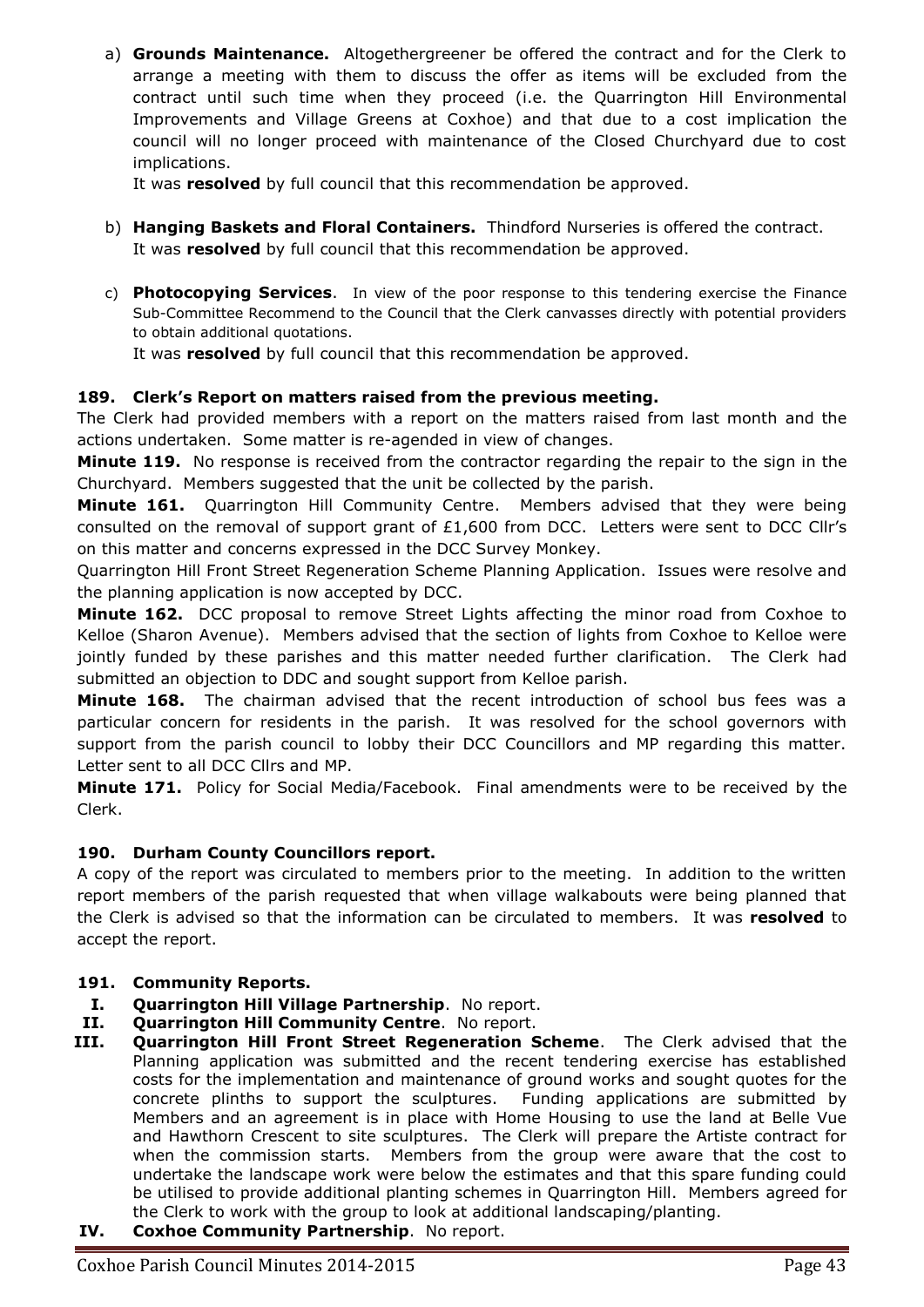a) **Grounds Maintenance.** Altogethergreener be offered the contract and for the Clerk to arrange a meeting with them to discuss the offer as items will be excluded from the contract until such time when they proceed (i.e. the Quarrington Hill Environmental Improvements and Village Greens at Coxhoe) and that due to a cost implication the council will no longer proceed with maintenance of the Closed Churchyard due to cost implications.
It was **resolved** by full council that this recommendation be approved.

b) **Hanging Baskets and Floral Containers.** Thindford Nurseries is offered the contract.
It was **resolved** by full council that this recommendation be approved.

c) **Photocopying Services**. In view of the poor response to this tendering exercise the Finance Sub-Committee Recommend to the Council that the Clerk canvasses directly with potential providers to obtain additional quotations.
It was **resolved** by full council that this recommendation be approved.

### 189. Clerk's Report on matters raised from the previous meeting.

The Clerk had provided members with a report on the matters raised from last month and the actions undertaken. Some matter is re-agended in view of changes.

**Minute 119.** No response is received from the contractor regarding the repair to the sign in the Churchyard. Members suggested that the unit be collected by the parish.

**Minute 161.** Quarrington Hill Community Centre. Members advised that they were being consulted on the removal of support grant of £1,600 from DCC. Letters were sent to DCC Cllr's on this matter and concerns expressed in the DCC Survey Monkey.

Quarrington Hill Front Street Regeneration Scheme Planning Application. Issues were resolve and the planning application is now accepted by DCC.

**Minute 162.** DCC proposal to remove Street Lights affecting the minor road from Coxhoe to Kelloe (Sharon Avenue). Members advised that the section of lights from Coxhoe to Kelloe were jointly funded by these parishes and this matter needed further clarification. The Clerk had submitted an objection to DDC and sought support from Kelloe parish.

**Minute 168.** The chairman advised that the recent introduction of school bus fees was a particular concern for residents in the parish. It was resolved for the school governors with support from the parish council to lobby their DCC Councillors and MP regarding this matter. Letter sent to all DCC Cllrs and MP.

**Minute 171.** Policy for Social Media/Facebook. Final amendments were to be received by the Clerk.

### 190. Durham County Councillors report.

A copy of the report was circulated to members prior to the meeting. In addition to the written report members of the parish requested that when village walkabouts were being planned that the Clerk is advised so that the information can be circulated to members. It was **resolved** to accept the report.

### 191. Community Reports.

I. **Quarrington Hill Village Partnership**. No report.

II. **Quarrington Hill Community Centre**. No report.

III. **Quarrington Hill Front Street Regeneration Scheme**. The Clerk advised that the Planning application was submitted and the recent tendering exercise has established costs for the implementation and maintenance of ground works and sought quotes for the concrete plinths to support the sculptures. Funding applications are submitted by Members and an agreement is in place with Home Housing to use the land at Belle Vue and Hawthorn Crescent to site sculptures. The Clerk will prepare the Artiste contract for when the commission starts. Members from the group were aware that the cost to undertake the landscape work were below the estimates and that this spare funding could be utilised to provide additional planting schemes in Quarrington Hill. Members agreed for the Clerk to work with the group to look at additional landscaping/planting.

IV. **Coxhoe Community Partnership**. No report.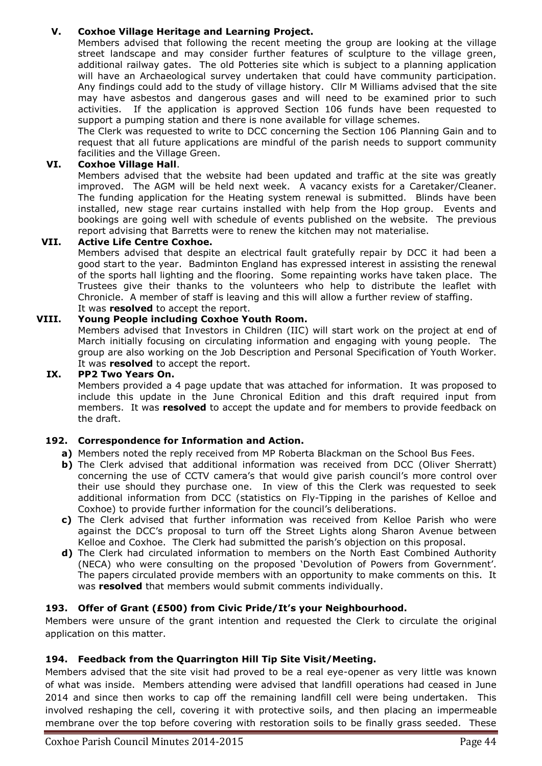**V. Coxhoe Village Heritage and Learning Project.**

Members advised that following the recent meeting the group are looking at the village street landscape and may consider further features of sculpture to the village green, additional railway gates. The old Potteries site which is subject to a planning application will have an Archaeological survey undertaken that could have community participation. Any findings could add to the study of village history. Cllr M Williams advised that the site may have asbestos and dangerous gases and will need to be examined prior to such activities. If the application is approved Section 106 funds have been requested to support a pumping station and there is none available for village schemes.

The Clerk was requested to write to DCC concerning the Section 106 Planning Gain and to request that all future applications are mindful of the parish needs to support community facilities and the Village Green.

**VI. Coxhoe Village Hall**.

Members advised that the website had been updated and traffic at the site was greatly improved. The AGM will be held next week. A vacancy exists for a Caretaker/Cleaner. The funding application for the Heating system renewal is submitted. Blinds have been installed, new stage rear curtains installed with help from the Hop group. Events and bookings are going well with schedule of events published on the website. The previous report advising that Barretts were to renew the kitchen may not materialise.

**VII. Active Life Centre Coxhoe.**

Members advised that despite an electrical fault gratefully repair by DCC it had been a good start to the year. Badminton England has expressed interest in assisting the renewal of the sports hall lighting and the flooring. Some repainting works have taken place. The Trustees give their thanks to the volunteers who help to distribute the leaflet with Chronicle. A member of staff is leaving and this will allow a further review of staffing.

It was **resolved** to accept the report.

**VIII. Young People including Coxhoe Youth Room.**

Members advised that Investors in Children (IIC) will start work on the project at end of March initially focusing on circulating information and engaging with young people. The group are also working on the Job Description and Personal Specification of Youth Worker.

It was **resolved** to accept the report.

**IX. PP2 Two Years On.**

Members provided a 4 page update that was attached for information. It was proposed to include this update in the June Chronical Edition and this draft required input from members. It was **resolved** to accept the update and for members to provide feedback on the draft.

### 192. Correspondence for Information and Action.

**a)** Members noted the reply received from MP Roberta Blackman on the School Bus Fees.

**b)** The Clerk advised that additional information was received from DCC (Oliver Sherratt) concerning the use of CCTV camera's that would give parish council's more control over their use should they purchase one. In view of this the Clerk was requested to seek additional information from DCC (statistics on Fly-Tipping in the parishes of Kelloe and Coxhoe) to provide further information for the council's deliberations.

**c)** The Clerk advised that further information was received from Kelloe Parish who were against the DCC's proposal to turn off the Street Lights along Sharon Avenue between Kelloe and Coxhoe. The Clerk had submitted the parish's objection on this proposal.

**d)** The Clerk had circulated information to members on the North East Combined Authority (NECA) who were consulting on the proposed 'Devolution of Powers from Government'. The papers circulated provide members with an opportunity to make comments on this. It was **resolved** that members would submit comments individually.

### 193. Offer of Grant (£500) from Civic Pride/It's your Neighbourhood.

Members were unsure of the grant intention and requested the Clerk to circulate the original application on this matter.

### 194. Feedback from the Quarrington Hill Tip Site Visit/Meeting.

Members advised that the site visit had proved to be a real eye-opener as very little was known of what was inside. Members attending were advised that landfill operations had ceased in June 2014 and since then works to cap off the remaining landfill cell were being undertaken. This involved reshaping the cell, covering it with protective soils, and then placing an impermeable membrane over the top before covering with restoration soils to be finally grass seeded. These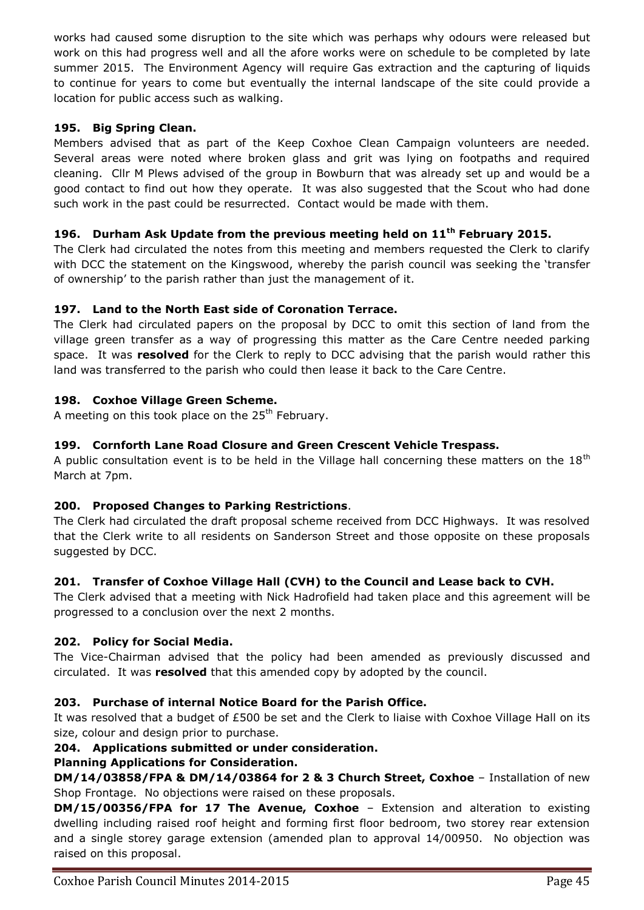works had caused some disruption to the site which was perhaps why odours were released but work on this had progress well and all the afore works were on schedule to be completed by late summer 2015. The Environment Agency will require Gas extraction and the capturing of liquids to continue for years to come but eventually the internal landscape of the site could provide a location for public access such as walking.

### 195. Big Spring Clean.

Members advised that as part of the Keep Coxhoe Clean Campaign volunteers are needed. Several areas were noted where broken glass and grit was lying on footpaths and required cleaning. Cllr M Plews advised of the group in Bowburn that was already set up and would be a good contact to find out how they operate. It was also suggested that the Scout who had done such work in the past could be resurrected. Contact would be made with them.

### 196. Durham Ask Update from the previous meeting held on 11th February 2015.

The Clerk had circulated the notes from this meeting and members requested the Clerk to clarify with DCC the statement on the Kingswood, whereby the parish council was seeking the 'transfer of ownership' to the parish rather than just the management of it.

### 197. Land to the North East side of Coronation Terrace.

The Clerk had circulated papers on the proposal by DCC to omit this section of land from the village green transfer as a way of progressing this matter as the Care Centre needed parking space. It was **resolved** for the Clerk to reply to DCC advising that the parish would rather this land was transferred to the parish who could then lease it back to the Care Centre.

### 198. Coxhoe Village Green Scheme.

A meeting on this took place on the 25th February.

### 199. Cornforth Lane Road Closure and Green Crescent Vehicle Trespass.

A public consultation event is to be held in the Village hall concerning these matters on the 18th March at 7pm.

### 200. Proposed Changes to Parking Restrictions.

The Clerk had circulated the draft proposal scheme received from DCC Highways. It was resolved that the Clerk write to all residents on Sanderson Street and those opposite on these proposals suggested by DCC.

### 201. Transfer of Coxhoe Village Hall (CVH) to the Council and Lease back to CVH.

The Clerk advised that a meeting with Nick Hadrofield had taken place and this agreement will be progressed to a conclusion over the next 2 months.

### 202. Policy for Social Media.

The Vice-Chairman advised that the policy had been amended as previously discussed and circulated. It was **resolved** that this amended copy by adopted by the council.

### 203. Purchase of internal Notice Board for the Parish Office.

It was resolved that a budget of £500 be set and the Clerk to liaise with Coxhoe Village Hall on its size, colour and design prior to purchase.

### 204. Applications submitted or under consideration.

**Planning Applications for Consideration.**

**DM/14/03858/FPA & DM/14/03864 for 2 & 3 Church Street, Coxhoe** – Installation of new Shop Frontage. No objections were raised on these proposals.

**DM/15/00356/FPA for 17 The Avenue, Coxhoe** – Extension and alteration to existing dwelling including raised roof height and forming first floor bedroom, two storey rear extension and a single storey garage extension (amended plan to approval 14/00950. No objection was raised on this proposal.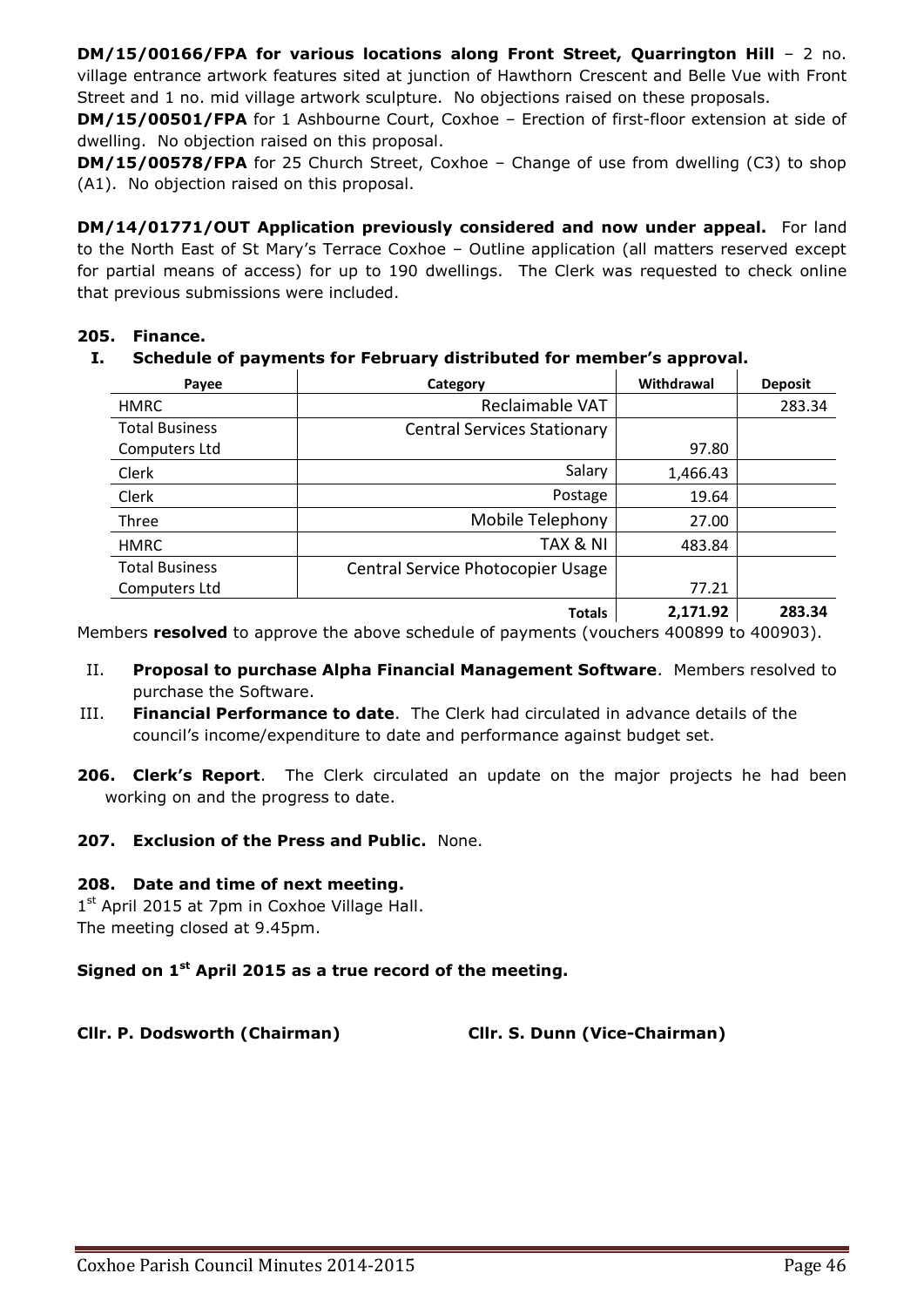**DM/15/00166/FPA for various locations along Front Street, Quarrington Hill** – 2 no. village entrance artwork features sited at junction of Hawthorn Crescent and Belle Vue with Front Street and 1 no. mid village artwork sculpture. No objections raised on these proposals.

**DM/15/00501/FPA** for 1 Ashbourne Court, Coxhoe – Erection of first-floor extension at side of dwelling. No objection raised on this proposal.

**DM/15/00578/FPA** for 25 Church Street, Coxhoe – Change of use from dwelling (C3) to shop (A1). No objection raised on this proposal.

**DM/14/01771/OUT Application previously considered and now under appeal.** For land to the North East of St Mary's Terrace Coxhoe – Outline application (all matters reserved except for partial means of access) for up to 190 dwellings. The Clerk was requested to check online that previous submissions were included.

### 205. Finance.

**I. Schedule of payments for February distributed for member's approval.**

| Payee | Category | Withdrawal | Deposit |
|---|---|---|---|
| HMRC | Reclaimable VAT | | 283.34 |
| Total Business Computers Ltd | Central Services Stationary | 97.80 | |
| Clerk | Salary | 1,466.43 | |
| Clerk | Postage | 19.64 | |
| Three | Mobile Telephony | 27.00 | |
| HMRC | TAX & NI | 483.84 | |
| Total Business Computers Ltd | Central Service Photocopier Usage | 77.21 | |
| | **Totals** | **2,171.92** | **283.34** |

Members **resolved** to approve the above schedule of payments (vouchers 400899 to 400903).

II. **Proposal to purchase Alpha Financial Management Software**. Members resolved to purchase the Software.

III. **Financial Performance to date**. The Clerk had circulated in advance details of the council's income/expenditure to date and performance against budget set.

**206. Clerk's Report**. The Clerk circulated an update on the major projects he had been working on and the progress to date.

**207. Exclusion of the Press and Public.** None.

**208. Date and time of next meeting.**

1st April 2015 at 7pm in Coxhoe Village Hall.
The meeting closed at 9.45pm.

**Signed on 1st April 2015 as a true record of the meeting.**

**Cllr. P. Dodsworth (Chairman)** **Cllr. S. Dunn (Vice-Chairman)**